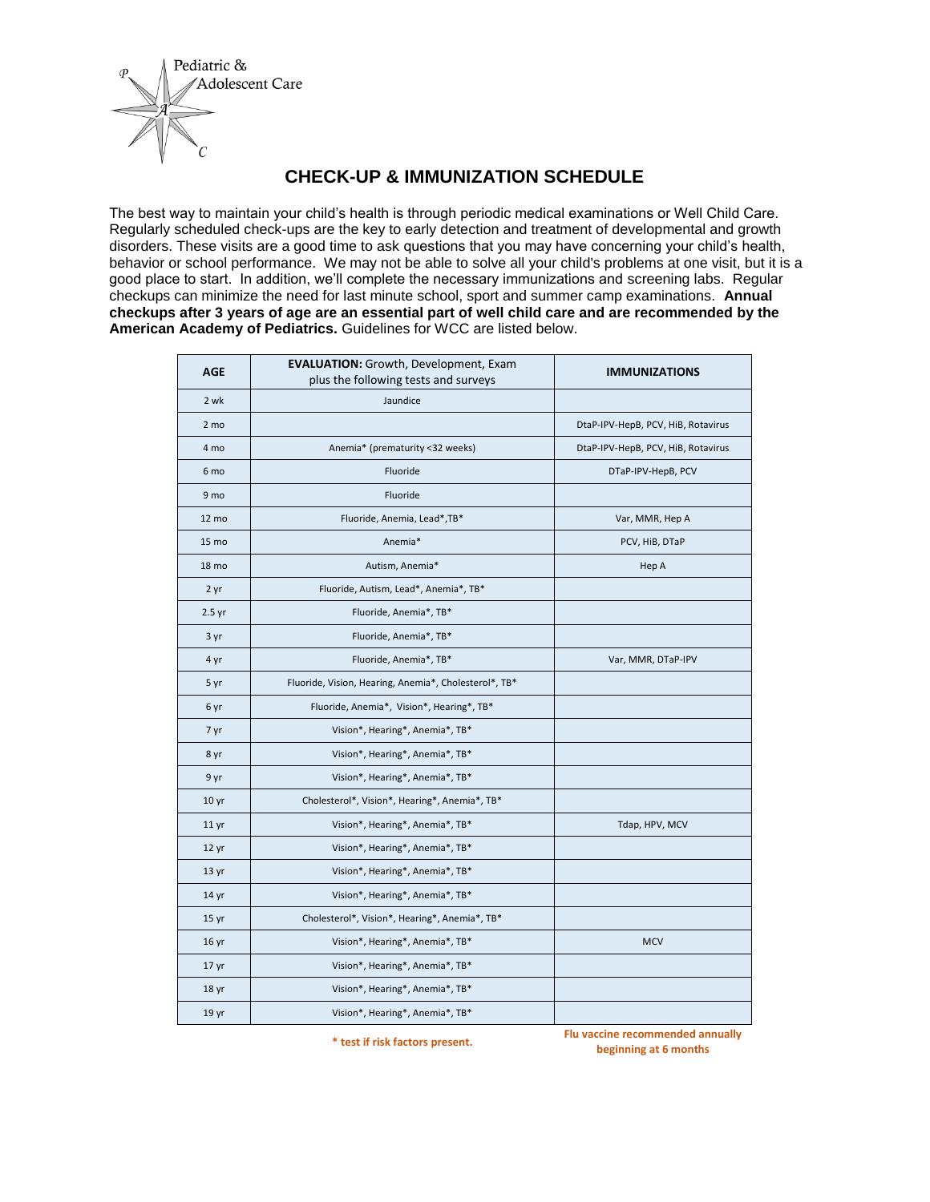Pediatric & Adolescent Care

# CHECK-UP & IMMUNIZATION SCHEDULE

The best way to maintain your child's health is through periodic medical examinations or Well Child Care. Regularly scheduled check-ups are the key to early detection and treatment of developmental and growth disorders. These visits are a good time to ask questions that you may have concerning your child's health, behavior or school performance. We may not be able to solve all your child's problems at one visit, but it is a good place to start. In addition, we'll complete the necessary immunizations and screening labs. Regular checkups can minimize the need for last minute school, sport and summer camp examinations. **Annual checkups after 3 years of age are an essential part of well child care and are recommended by the American Academy of Pediatrics.** Guidelines for WCC are listed below.

| AGE | **EVALUATION:** Growth, Development, Exam plus the following tests and surveys | IMMUNIZATIONS |
|---|---|---|
| 2 wk | Jaundice | |
| 2 mo | | DtaP-IPV-HepB, PCV, HiB, Rotavirus |
| 4 mo | Anemia* (prematurity <32 weeks) | DtaP-IPV-HepB, PCV, HiB, Rotavirus |
| 6 mo | Fluoride | DTaP-IPV-HepB, PCV |
| 9 mo | Fluoride | |
| 12 mo | Fluoride, Anemia, Lead*,TB* | Var, MMR, Hep A |
| 15 mo | Anemia* | PCV, HiB, DTaP |
| 18 mo | Autism, Anemia* | Hep A |
| 2 yr | Fluoride, Autism, Lead*, Anemia*, TB* | |
| 2.5 yr | Fluoride, Anemia*, TB* | |
| 3 yr | Fluoride, Anemia*, TB* | |
| 4 yr | Fluoride, Anemia*, TB* | Var, MMR, DTaP-IPV |
| 5 yr | Fluoride, Vision, Hearing, Anemia*, Cholesterol*, TB* | |
| 6 yr | Fluoride, Anemia*, Vision*, Hearing*, TB* | |
| 7 yr | Vision*, Hearing*, Anemia*, TB* | |
| 8 yr | Vision*, Hearing*, Anemia*, TB* | |
| 9 yr | Vision*, Hearing*, Anemia*, TB* | |
| 10 yr | Cholesterol*, Vision*, Hearing*, Anemia*, TB* | |
| 11 yr | Vision*, Hearing*, Anemia*, TB* | Tdap, HPV, MCV |
| 12 yr | Vision*, Hearing*, Anemia*, TB* | |
| 13 yr | Vision*, Hearing*, Anemia*, TB* | |
| 14 yr | Vision*, Hearing*, Anemia*, TB* | |
| 15 yr | Cholesterol*, Vision*, Hearing*, Anemia*, TB* | |
| 16 yr | Vision*, Hearing*, Anemia*, TB* | MCV |
| 17 yr | Vision*, Hearing*, Anemia*, TB* | |
| 18 yr | Vision*, Hearing*, Anemia*, TB* | |
| 19 yr | Vision*, Hearing*, Anemia*, TB* | |

**\* test if risk factors present.**

**Flu vaccine recommended annually beginning at 6 months**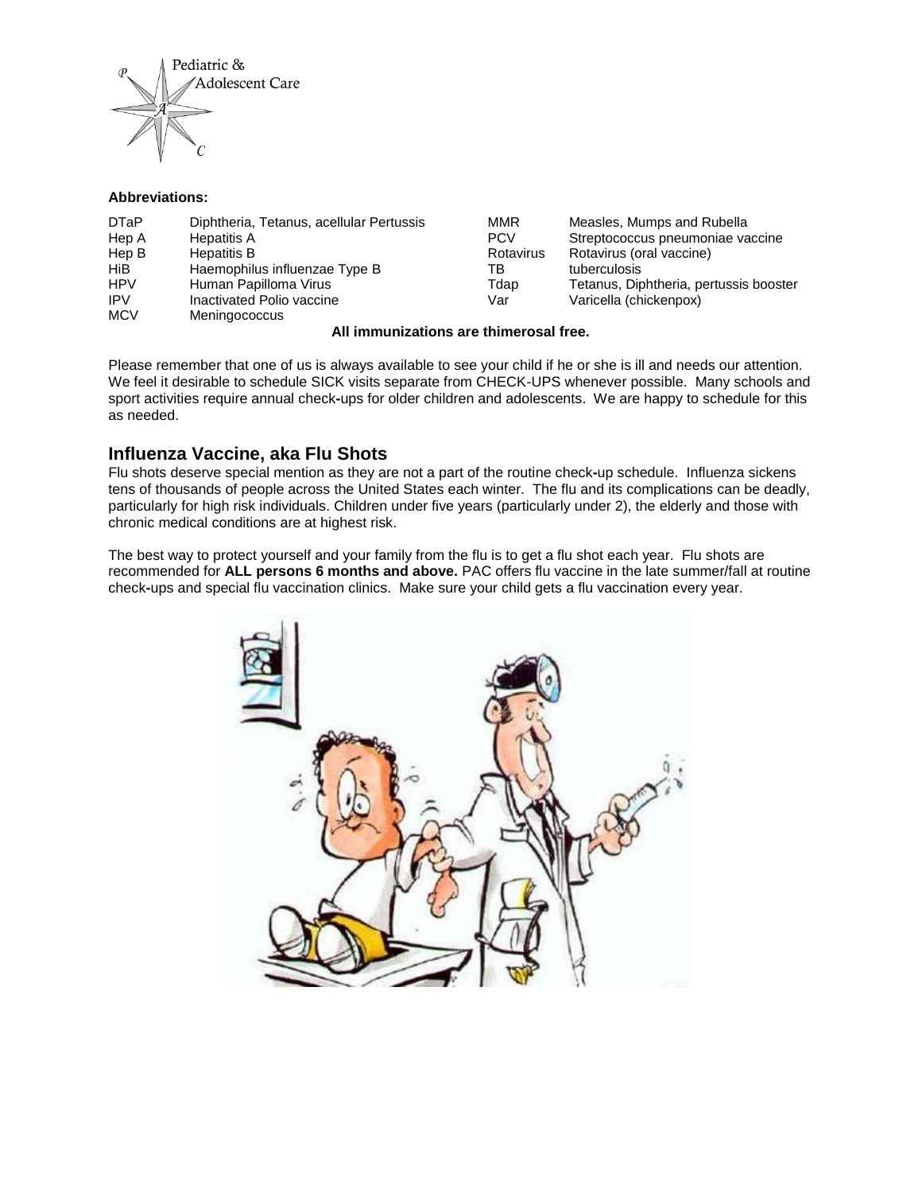Pediatric & Adolescent Care

**Abbreviations:**

| | | | |
|---|---|---|---|
| DTaP | Diphtheria, Tetanus, acellular Pertussis | MMR | Measles, Mumps and Rubella |
| Hep A | Hepatitis A | PCV | Streptococcus pneumoniae vaccine |
| Hep B | Hepatitis B | Rotavirus | Rotavirus (oral vaccine) |
| HiB | Haemophilus influenzae Type B | TB | tuberculosis |
| HPV | Human Papilloma Virus | Tdap | Tetanus, Diphtheria, pertussis booster |
| IPV | Inactivated Polio vaccine | Var | Varicella (chickenpox) |
| MCV | Meningococcus | | |

**All immunizations are thimerosal free.**

Please remember that one of us is always available to see your child if he or she is ill and needs our attention. We feel it desirable to schedule SICK visits separate from CHECK-UPS whenever possible. Many schools and sport activities require annual check-ups for older children and adolescents. We are happy to schedule for this as needed.

## Influenza Vaccine, aka Flu Shots

Flu shots deserve special mention as they are not a part of the routine check-up schedule. Influenza sickens tens of thousands of people across the United States each winter. The flu and its complications can be deadly, particularly for high risk individuals. Children under five years (particularly under 2), the elderly and those with chronic medical conditions are at highest risk.

The best way to protect yourself and your family from the flu is to get a flu shot each year. Flu shots are recommended for **ALL persons 6 months and above.** PAC offers flu vaccine in the late summer/fall at routine check-ups and special flu vaccination clinics. Make sure your child gets a flu vaccination every year.